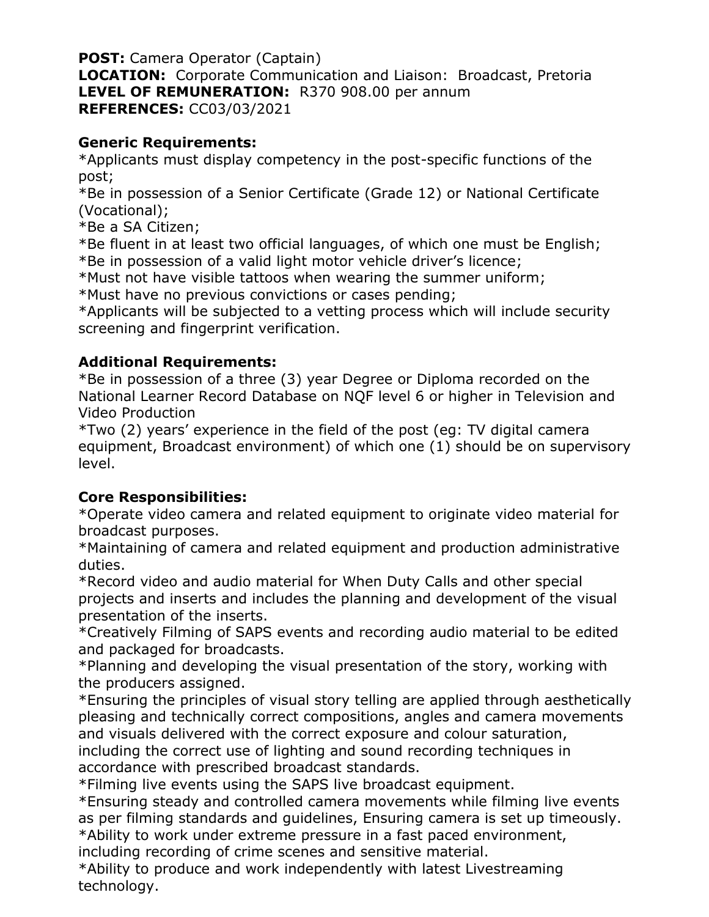**POST:** Camera Operator (Captain)
**LOCATION:** Corporate Communication and Liaison: Broadcast, Pretoria
**LEVEL OF REMUNERATION:** R370 908.00 per annum
**REFERENCES:** CC03/03/2021

**Generic Requirements:**

*Applicants must display competency in the post-specific functions of the post;
*Be in possession of a Senior Certificate (Grade 12) or National Certificate (Vocational);
*Be a SA Citizen;
*Be fluent in at least two official languages, of which one must be English;
*Be in possession of a valid light motor vehicle driver's licence;
*Must not have visible tattoos when wearing the summer uniform;
*Must have no previous convictions or cases pending;
*Applicants will be subjected to a vetting process which will include security screening and fingerprint verification.

**Additional Requirements:**

*Be in possession of a three (3) year Degree or Diploma recorded on the National Learner Record Database on NQF level 6 or higher in Television and Video Production
*Two (2) years' experience in the field of the post (eg: TV digital camera equipment, Broadcast environment) of which one (1) should be on supervisory level.

**Core Responsibilities:**

*Operate video camera and related equipment to originate video material for broadcast purposes.
*Maintaining of camera and related equipment and production administrative duties.
*Record video and audio material for When Duty Calls and other special projects and inserts and includes the planning and development of the visual presentation of the inserts.
*Creatively Filming of SAPS events and recording audio material to be edited and packaged for broadcasts.
*Planning and developing the visual presentation of the story, working with the producers assigned.
*Ensuring the principles of visual story telling are applied through aesthetically pleasing and technically correct compositions, angles and camera movements and visuals delivered with the correct exposure and colour saturation, including the correct use of lighting and sound recording techniques in accordance with prescribed broadcast standards.
*Filming live events using the SAPS live broadcast equipment.
*Ensuring steady and controlled camera movements while filming live events as per filming standards and guidelines, Ensuring camera is set up timeously.
*Ability to work under extreme pressure in a fast paced environment, including recording of crime scenes and sensitive material.
*Ability to produce and work independently with latest Livestreaming technology.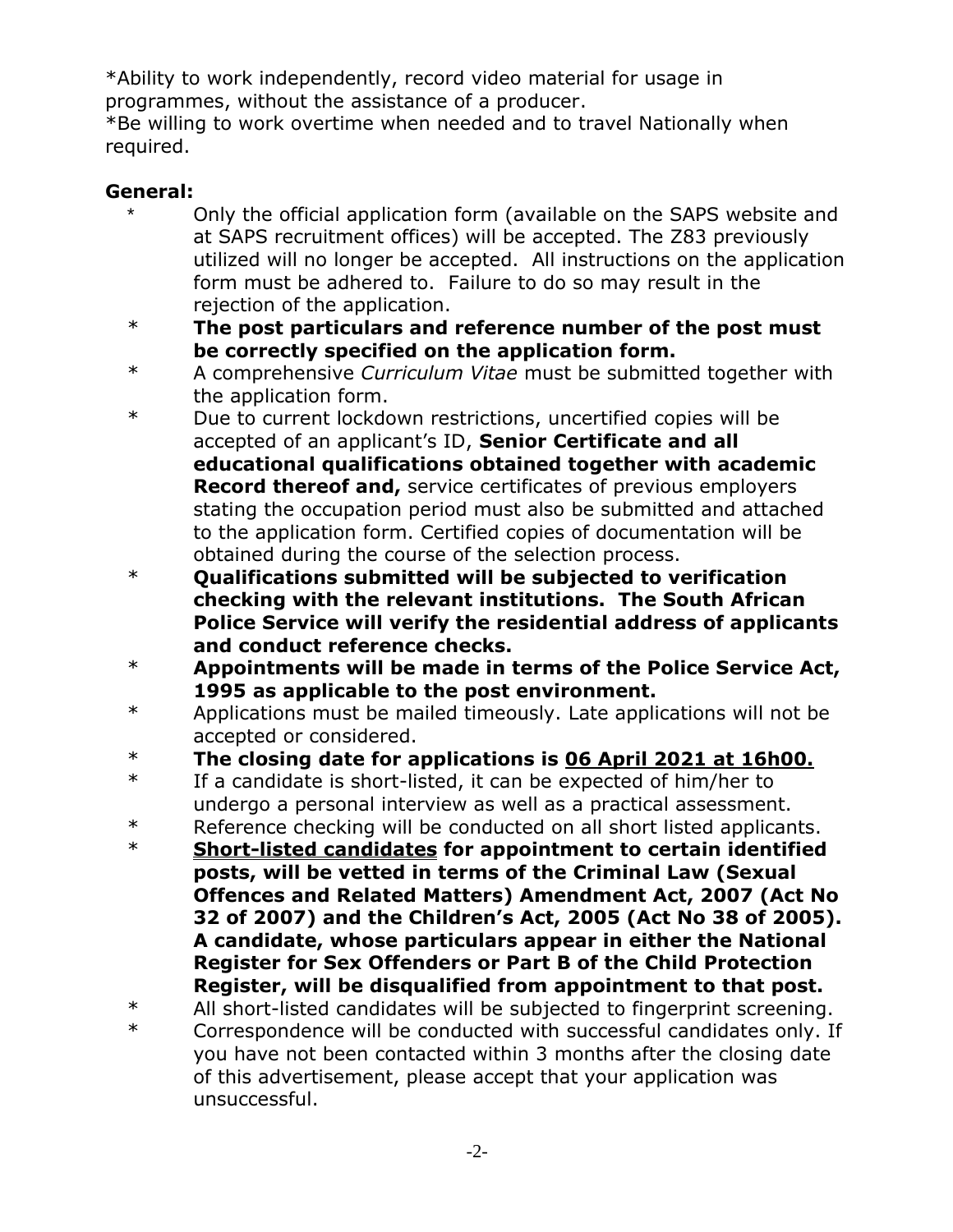*Ability to work independently, record video material for usage in programmes, without the assistance of a producer.
*Be willing to work overtime when needed and to travel Nationally when required.

**General:**

* Only the official application form (available on the SAPS website and at SAPS recruitment offices) will be accepted. The Z83 previously utilized will no longer be accepted. All instructions on the application form must be adhered to. Failure to do so may result in the rejection of the application.
* **The post particulars and reference number of the post must be correctly specified on the application form.**
* A comprehensive *Curriculum Vitae* must be submitted together with the application form.
* Due to current lockdown restrictions, uncertified copies will be accepted of an applicant's ID, **Senior Certificate and all educational qualifications obtained together with academic Record thereof and,** service certificates of previous employers stating the occupation period must also be submitted and attached to the application form. Certified copies of documentation will be obtained during the course of the selection process.
* **Qualifications submitted will be subjected to verification checking with the relevant institutions. The South African Police Service will verify the residential address of applicants and conduct reference checks.**
* **Appointments will be made in terms of the Police Service Act, 1995 as applicable to the post environment.**
* Applications must be mailed timeously. Late applications will not be accepted or considered.
* **The closing date for applications is <u>06 April 2021 at 16h00.</u>**
* If a candidate is short-listed, it can be expected of him/her to undergo a personal interview as well as a practical assessment.
* Reference checking will be conducted on all short listed applicants.
* **<u>Short-listed candidates</u> for appointment to certain identified posts, will be vetted in terms of the Criminal Law (Sexual Offences and Related Matters) Amendment Act, 2007 (Act No 32 of 2007) and the Children's Act, 2005 (Act No 38 of 2005). A candidate, whose particulars appear in either the National Register for Sex Offenders or Part B of the Child Protection Register, will be disqualified from appointment to that post.**
* All short-listed candidates will be subjected to fingerprint screening.
* Correspondence will be conducted with successful candidates only. If you have not been contacted within 3 months after the closing date of this advertisement, please accept that your application was unsuccessful.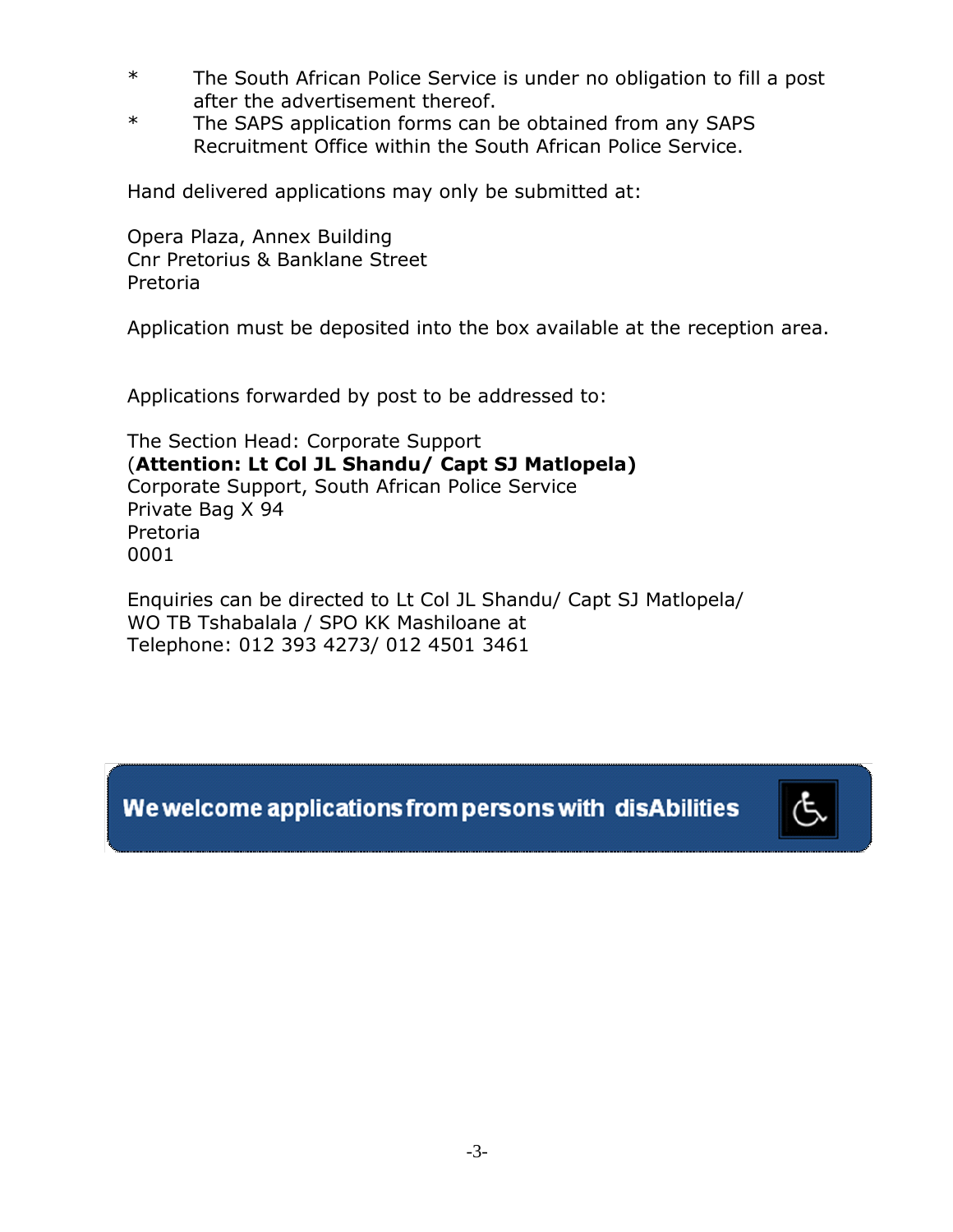* The South African Police Service is under no obligation to fill a post after the advertisement thereof.
* The SAPS application forms can be obtained from any SAPS Recruitment Office within the South African Police Service.

Hand delivered applications may only be submitted at:

Opera Plaza, Annex Building
Cnr Pretorius & Banklane Street
Pretoria

Application must be deposited into the box available at the reception area.

Applications forwarded by post to be addressed to:

The Section Head: Corporate Support
(**Attention: Lt Col JL Shandu/ Capt SJ Matlopela)**
Corporate Support, South African Police Service
Private Bag X 94
Pretoria
0001

Enquiries can be directed to Lt Col JL Shandu/ Capt SJ Matlopela/ WO TB Tshabalala / SPO KK Mashiloane at
Telephone: 012 393 4273/ 012 4501 3461

**We welcome applications from persons with disAbilities**